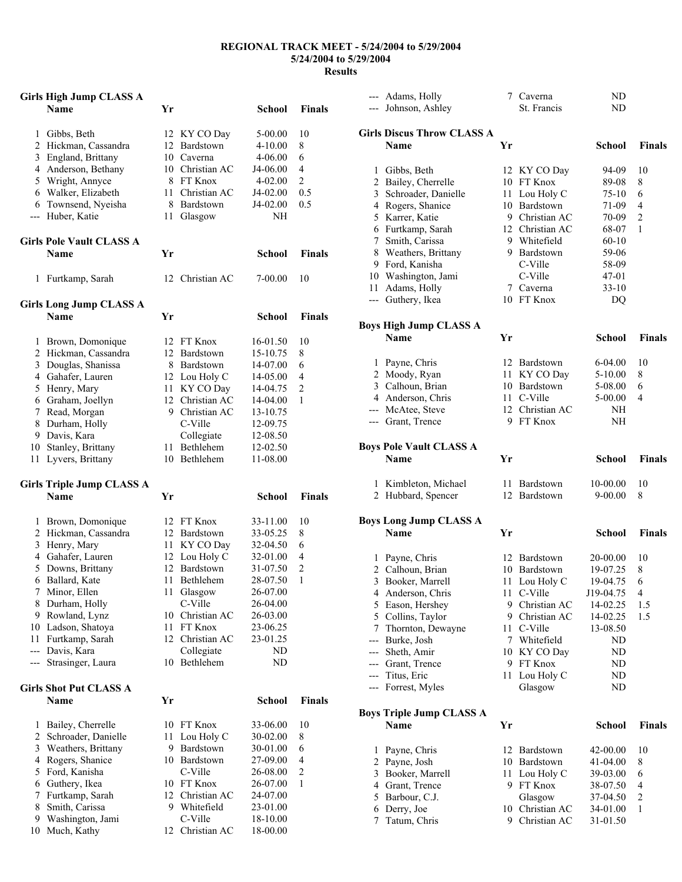**REGIONAL TRACK MEET - 5/24/2004 to 5/29/2004**
**5/24/2004 to 5/29/2004**
**Results**

### Girls High Jump CLASS A

| | Name | Yr | School | | Finals |
|---|---|---|---|---|---|
| 1 | Gibbs, Beth | 12 | KY CO Day | 5-00.00 | 10 |
| 2 | Hickman, Cassandra | 12 | Bardstown | 4-10.00 | 8 |
| 3 | England, Brittany | 10 | Caverna | 4-06.00 | 6 |
| 4 | Anderson, Bethany | 10 | Christian AC | J4-06.00 | 4 |
| 5 | Wright, Annyce | 8 | FT Knox | 4-02.00 | 2 |
| 6 | Walker, Elizabeth | 11 | Christian AC | J4-02.00 | 0.5 |
| 6 | Townsend, Nyeisha | 8 | Bardstown | J4-02.00 | 0.5 |
| --- | Huber, Katie | 11 | Glasgow | NH | |

### Girls Pole Vault CLASS A

| | Name | Yr | School | | Finals |
|---|---|---|---|---|---|
| 1 | Furtkamp, Sarah | 12 | Christian AC | 7-00.00 | 10 |

### Girls Long Jump CLASS A

| | Name | Yr | School | | Finals |
|---|---|---|---|---|---|
| 1 | Brown, Domonique | 12 | FT Knox | 16-01.50 | 10 |
| 2 | Hickman, Cassandra | 12 | Bardstown | 15-10.75 | 8 |
| 3 | Douglas, Shanissa | 8 | Bardstown | 14-07.00 | 6 |
| 4 | Gahafer, Lauren | 12 | Lou Holy C | 14-05.00 | 4 |
| 5 | Henry, Mary | 11 | KY CO Day | 14-04.75 | 2 |
| 6 | Graham, Joellyn | 12 | Christian AC | 14-04.00 | 1 |
| 7 | Read, Morgan | 9 | Christian AC | 13-10.75 | |
| 8 | Durham, Holly | | C-Ville | 12-09.75 | |
| 9 | Davis, Kara | | Collegiate | 12-08.50 | |
| 10 | Stanley, Brittany | 11 | Bethlehem | 12-02.50 | |
| 11 | Lyvers, Brittany | 10 | Bethlehem | 11-08.00 | |

### Girls Triple Jump CLASS A

| | Name | Yr | School | | Finals |
|---|---|---|---|---|---|
| 1 | Brown, Domonique | 12 | FT Knox | 33-11.00 | 10 |
| 2 | Hickman, Cassandra | 12 | Bardstown | 33-05.25 | 8 |
| 3 | Henry, Mary | 11 | KY CO Day | 32-04.50 | 6 |
| 4 | Gahafer, Lauren | 12 | Lou Holy C | 32-01.00 | 4 |
| 5 | Downs, Brittany | 12 | Bardstown | 31-07.50 | 2 |
| 6 | Ballard, Kate | 11 | Bethlehem | 28-07.50 | 1 |
| 7 | Minor, Ellen | 11 | Glasgow | 26-07.00 | |
| 8 | Durham, Holly | | C-Ville | 26-04.00 | |
| 9 | Rowland, Lynz | 10 | Christian AC | 26-03.00 | |
| 10 | Ladson, Shatoya | 11 | FT Knox | 23-06.25 | |
| 11 | Furtkamp, Sarah | 12 | Christian AC | 23-01.25 | |
| --- | Davis, Kara | | Collegiate | ND | |
| --- | Strasinger, Laura | 10 | Bethlehem | ND | |

### Girls Shot Put CLASS A

| | Name | Yr | School | | Finals |
|---|---|---|---|---|---|
| 1 | Bailey, Cherrelle | 10 | FT Knox | 33-06.00 | 10 |
| 2 | Schroader, Danielle | 11 | Lou Holy C | 30-02.00 | 8 |
| 3 | Weathers, Brittany | 9 | Bardstown | 30-01.00 | 6 |
| 4 | Rogers, Shanice | 10 | Bardstown | 27-09.00 | 4 |
| 5 | Ford, Kanisha | | C-Ville | 26-08.00 | 2 |
| 6 | Guthery, Ikea | 10 | FT Knox | 26-07.00 | 1 |
| 7 | Furtkamp, Sarah | 12 | Christian AC | 24-07.00 | |
| 8 | Smith, Carissa | 9 | Whitefield | 23-01.00 | |
| 9 | Washington, Jami | | C-Ville | 18-10.00 | |
| 10 | Much, Kathy | 12 | Christian AC | 18-00.00 | |
| --- | Adams, Holly | 7 | Caverna | ND | |
| --- | Johnson, Ashley | | St. Francis | ND | |

### Girls Discus Throw CLASS A

| | Name | Yr | School | | Finals |
|---|---|---|---|---|---|
| 1 | Gibbs, Beth | 12 | KY CO Day | 94-09 | 10 |
| 2 | Bailey, Cherrelle | 10 | FT Knox | 89-08 | 8 |
| 3 | Schroader, Danielle | 11 | Lou Holy C | 75-10 | 6 |
| 4 | Rogers, Shanice | 10 | Bardstown | 71-09 | 4 |
| 5 | Karrer, Katie | 9 | Christian AC | 70-09 | 2 |
| 6 | Furtkamp, Sarah | 12 | Christian AC | 68-07 | 1 |
| 7 | Smith, Carissa | 9 | Whitefield | 60-10 | |
| 8 | Weathers, Brittany | 9 | Bardstown | 59-06 | |
| 9 | Ford, Kanisha | | C-Ville | 58-09 | |
| 10 | Washington, Jami | | C-Ville | 47-01 | |
| 11 | Adams, Holly | 7 | Caverna | 33-10 | |
| --- | Guthery, Ikea | 10 | FT Knox | DQ | |

### Boys High Jump CLASS A

| | Name | Yr | School | | Finals |
|---|---|---|---|---|---|
| 1 | Payne, Chris | 12 | Bardstown | 6-04.00 | 10 |
| 2 | Moody, Ryan | 11 | KY CO Day | 5-10.00 | 8 |
| 3 | Calhoun, Brian | 10 | Bardstown | 5-08.00 | 6 |
| 4 | Anderson, Chris | 11 | C-Ville | 5-00.00 | 4 |
| --- | McAtee, Steve | 12 | Christian AC | NH | |
| --- | Grant, Trence | 9 | FT Knox | NH | |

### Boys Pole Vault CLASS A

| | Name | Yr | School | | Finals |
|---|---|---|---|---|---|
| 1 | Kimbleton, Michael | 11 | Bardstown | 10-00.00 | 10 |
| 2 | Hubbard, Spencer | 12 | Bardstown | 9-00.00 | 8 |

### Boys Long Jump CLASS A

| | Name | Yr | School | | Finals |
|---|---|---|---|---|---|
| 1 | Payne, Chris | 12 | Bardstown | 20-00.00 | 10 |
| 2 | Calhoun, Brian | 10 | Bardstown | 19-07.25 | 8 |
| 3 | Booker, Marrell | 11 | Lou Holy C | 19-04.75 | 6 |
| 4 | Anderson, Chris | 11 | C-Ville | J19-04.75 | 4 |
| 5 | Eason, Hershey | 9 | Christian AC | 14-02.25 | 1.5 |
| 5 | Collins, Taylor | 9 | Christian AC | 14-02.25 | 1.5 |
| 7 | Thornton, Dewayne | 11 | C-Ville | 13-08.50 | |
| --- | Burke, Josh | 7 | Whitefield | ND | |
| --- | Sheth, Amir | 10 | KY CO Day | ND | |
| --- | Grant, Trence | 9 | FT Knox | ND | |
| --- | Titus, Eric | 11 | Lou Holy C | ND | |
| --- | Forrest, Myles | | Glasgow | ND | |

### Boys Triple Jump CLASS A

| | Name | Yr | School | | Finals |
|---|---|---|---|---|---|
| 1 | Payne, Chris | 12 | Bardstown | 42-00.00 | 10 |
| 2 | Payne, Josh | 10 | Bardstown | 41-04.00 | 8 |
| 3 | Booker, Marrell | 11 | Lou Holy C | 39-03.00 | 6 |
| 4 | Grant, Trence | 9 | FT Knox | 38-07.50 | 4 |
| 5 | Barbour, C.J. | | Glasgow | 37-04.50 | 2 |
| 6 | Derry, Joe | 10 | Christian AC | 34-01.00 | 1 |
| 7 | Tatum, Chris | 9 | Christian AC | 31-01.50 | |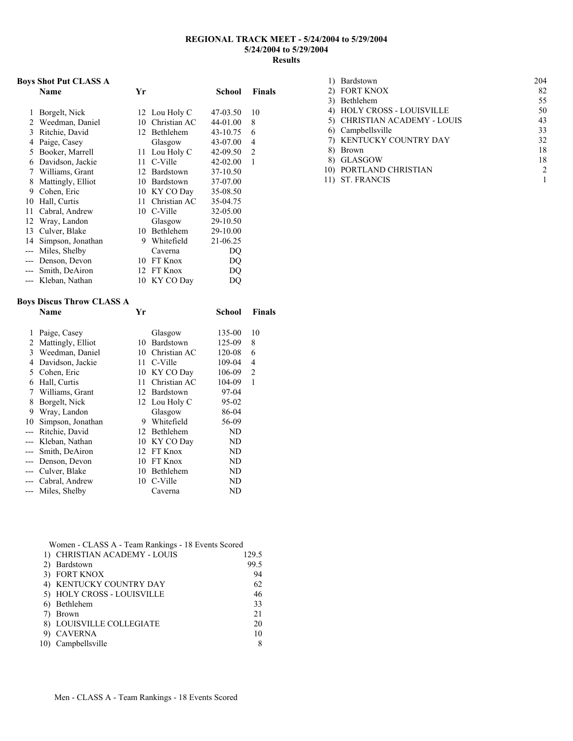# REGIONAL TRACK MEET - 5/24/2004 to 5/29/2004

## 5/24/2004 to 5/29/2004

## Results

### Boys Shot Put CLASS A

| | Name | Yr | School | Finals | |
|---|---|---|---|---|---|
| 1 | Borgelt, Nick | 12 | Lou Holy C | 47-03.50 | 10 |
| 2 | Weedman, Daniel | 10 | Christian AC | 44-01.00 | 8 |
| 3 | Ritchie, David | 12 | Bethlehem | 43-10.75 | 6 |
| 4 | Paige, Casey | | Glasgow | 43-07.00 | 4 |
| 5 | Booker, Marrell | 11 | Lou Holy C | 42-09.50 | 2 |
| 6 | Davidson, Jackie | 11 | C-Ville | 42-02.00 | 1 |
| 7 | Williams, Grant | 12 | Bardstown | 37-10.50 | |
| 8 | Mattingly, Elliot | 10 | Bardstown | 37-07.00 | |
| 9 | Cohen, Eric | 10 | KY CO Day | 35-08.50 | |
| 10 | Hall, Curtis | 11 | Christian AC | 35-04.75 | |
| 11 | Cabral, Andrew | 10 | C-Ville | 32-05.00 | |
| 12 | Wray, Landon | | Glasgow | 29-10.50 | |
| 13 | Culver, Blake | 10 | Bethlehem | 29-10.00 | |
| 14 | Simpson, Jonathan | 9 | Whitefield | 21-06.25 | |
| --- | Miles, Shelby | | Caverna | DQ | |
| --- | Denson, Devon | 10 | FT Knox | DQ | |
| --- | Smith, DeAiron | 12 | FT Knox | DQ | |
| --- | Kleban, Nathan | 10 | KY CO Day | DQ | |

### Boys Discus Throw CLASS A

| | Name | Yr | School | Finals | |
|---|---|---|---|---|---|
| 1 | Paige, Casey | | Glasgow | 135-00 | 10 |
| 2 | Mattingly, Elliot | 10 | Bardstown | 125-09 | 8 |
| 3 | Weedman, Daniel | 10 | Christian AC | 120-08 | 6 |
| 4 | Davidson, Jackie | 11 | C-Ville | 109-04 | 4 |
| 5 | Cohen, Eric | 10 | KY CO Day | 106-09 | 2 |
| 6 | Hall, Curtis | 11 | Christian AC | 104-09 | 1 |
| 7 | Williams, Grant | 12 | Bardstown | 97-04 | |
| 8 | Borgelt, Nick | 12 | Lou Holy C | 95-02 | |
| 9 | Wray, Landon | | Glasgow | 86-04 | |
| 10 | Simpson, Jonathan | 9 | Whitefield | 56-09 | |
| --- | Ritchie, David | 12 | Bethlehem | ND | |
| --- | Kleban, Nathan | 10 | KY CO Day | ND | |
| --- | Smith, DeAiron | 12 | FT Knox | ND | |
| --- | Denson, Devon | 10 | FT Knox | ND | |
| --- | Culver, Blake | 10 | Bethlehem | ND | |
| --- | Cabral, Andrew | 10 | C-Ville | ND | |
| --- | Miles, Shelby | | Caverna | ND | |

Women - CLASS A - Team Rankings - 18 Events Scored

| | | |
|---|---|---|
| 1) | CHRISTIAN ACADEMY - LOUIS | 129.5 |
| 2) | Bardstown | 99.5 |
| 3) | FORT KNOX | 94 |
| 4) | KENTUCKY COUNTRY DAY | 62 |
| 5) | HOLY CROSS - LOUISVILLE | 46 |
| 6) | Bethlehem | 33 |
| 7) | Brown | 21 |
| 8) | LOUISVILLE COLLEGIATE | 20 |
| 9) | CAVERNA | 10 |
| 10) | Campbellsville | 8 |

Men - CLASS A - Team Rankings - 18 Events Scored

| | | |
|---|---|---|
| 1) | Bardstown | 204 |
| 2) | FORT KNOX | 82 |
| 3) | Bethlehem | 55 |
| 4) | HOLY CROSS - LOUISVILLE | 50 |
| 5) | CHRISTIAN ACADEMY - LOUIS | 43 |
| 6) | Campbellsville | 33 |
| 7) | KENTUCKY COUNTRY DAY | 32 |
| 8) | Brown | 18 |
| 8) | GLASGOW | 18 |
| 10) | PORTLAND CHRISTIAN | 2 |
| 11) | ST. FRANCIS | 1 |